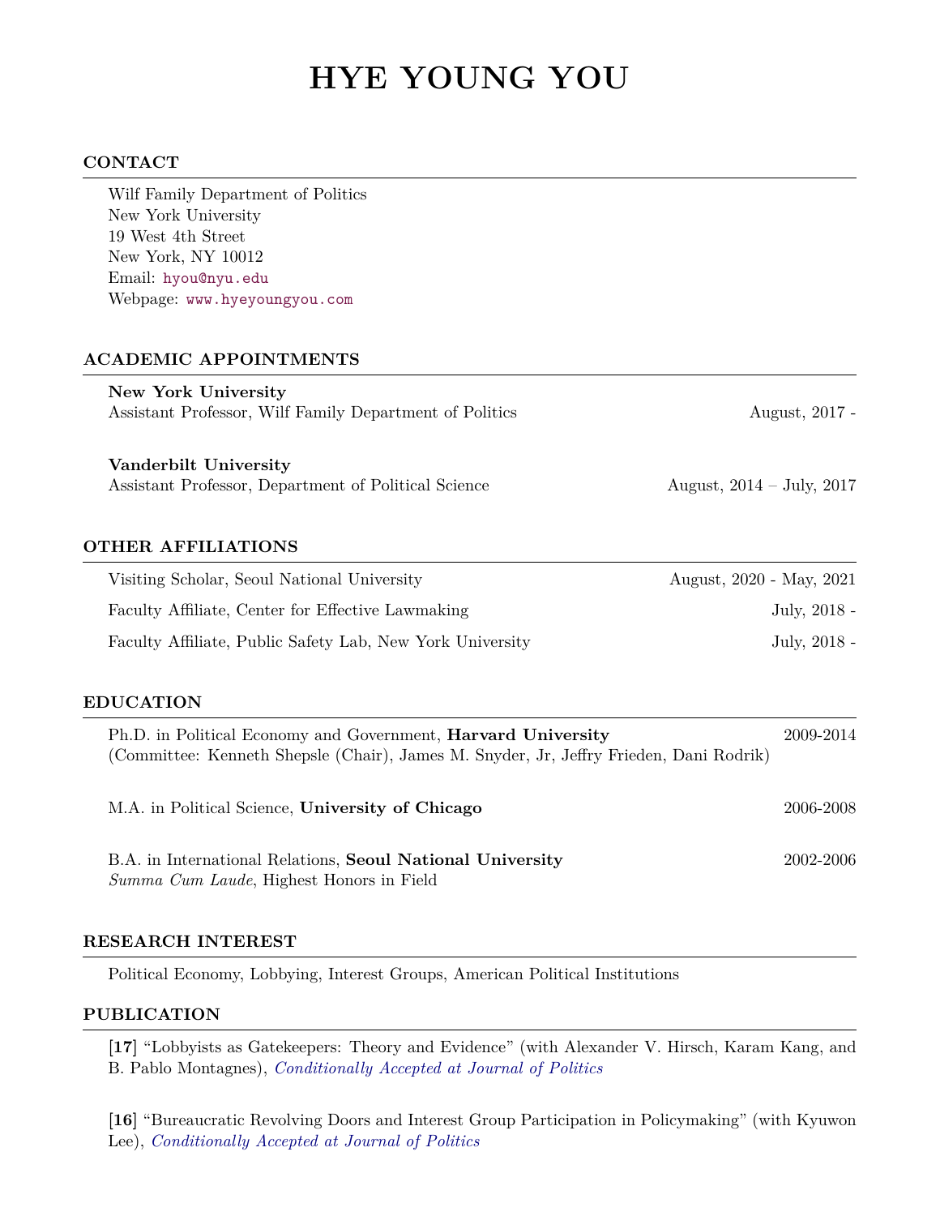# HYE YOUNG YOU

## CONTACT

Wilf Family Department of Politics
New York University
19 West 4th Street
New York, NY 10012
Email: hyou@nyu.edu
Webpage: www.hyeyoungyou.com

## ACADEMIC APPOINTMENTS

**New York University**
Assistant Professor, Wilf Family Department of Politics — August, 2017 -

**Vanderbilt University**
Assistant Professor, Department of Political Science — August, 2014 – July, 2017

## OTHER AFFILIATIONS

Visiting Scholar, Seoul National University — August, 2020 - May, 2021

Faculty Affiliate, Center for Effective Lawmaking — July, 2018 -

Faculty Affiliate, Public Safety Lab, New York University — July, 2018 -

## EDUCATION

Ph.D. in Political Economy and Government, **Harvard University** — 2009-2014
(Committee: Kenneth Shepsle (Chair), James M. Snyder, Jr, Jeffry Frieden, Dani Rodrik)

M.A. in Political Science, **University of Chicago** — 2006-2008

B.A. in International Relations, **Seoul National University** — 2002-2006
*Summa Cum Laude*, Highest Honors in Field

## RESEARCH INTEREST

Political Economy, Lobbying, Interest Groups, American Political Institutions

## PUBLICATION

**[17]** "Lobbyists as Gatekeepers: Theory and Evidence" (with Alexander V. Hirsch, Karam Kang, and B. Pablo Montagnes), *Conditionally Accepted at Journal of Politics*

**[16]** "Bureaucratic Revolving Doors and Interest Group Participation in Policymaking" (with Kyuwon Lee), *Conditionally Accepted at Journal of Politics*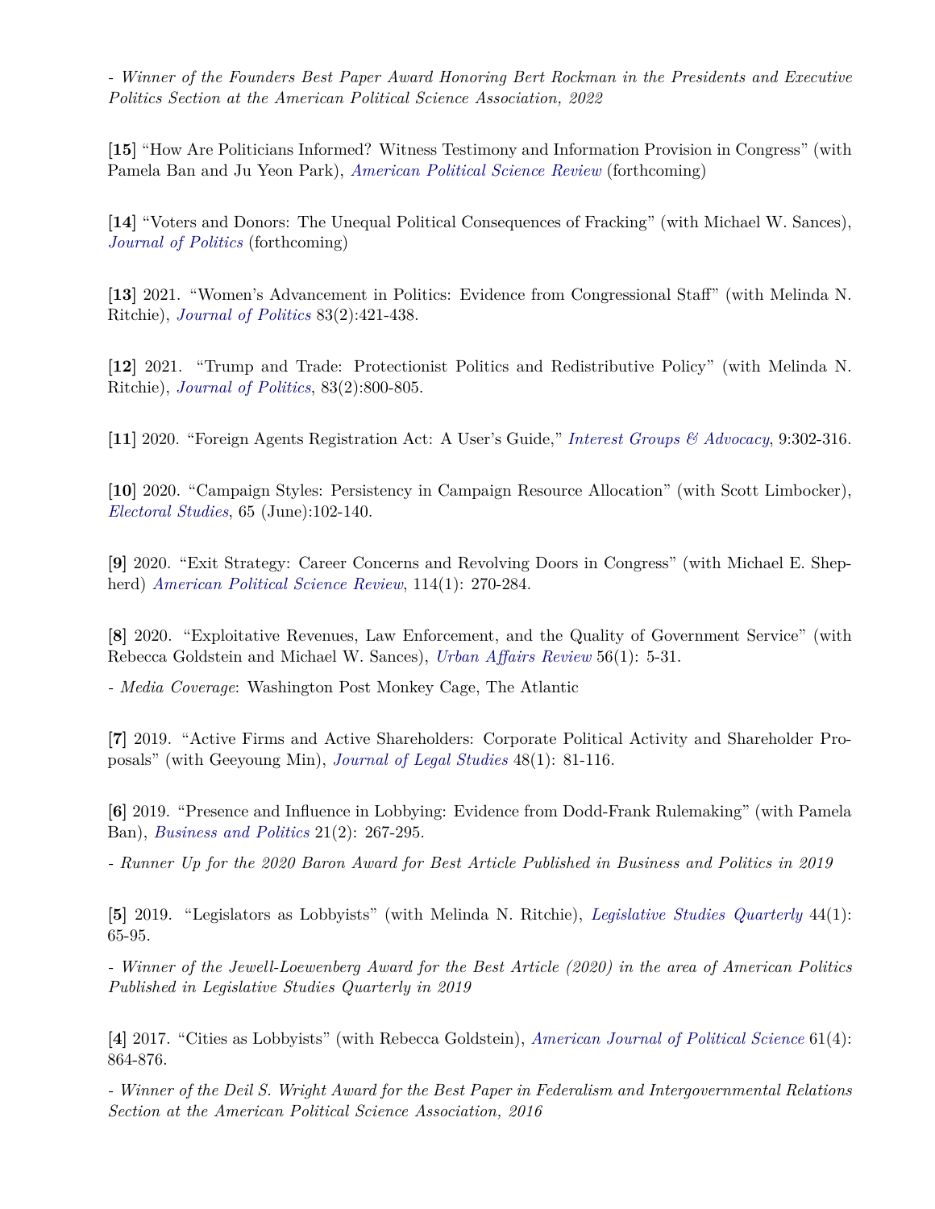*- Winner of the Founders Best Paper Award Honoring Bert Rockman in the Presidents and Executive Politics Section at the American Political Science Association, 2022*

**[15]** "How Are Politicians Informed? Witness Testimony and Information Provision in Congress" (with Pamela Ban and Ju Yeon Park), *American Political Science Review* (forthcoming)

**[14]** "Voters and Donors: The Unequal Political Consequences of Fracking" (with Michael W. Sances), *Journal of Politics* (forthcoming)

**[13]** 2021. "Women's Advancement in Politics: Evidence from Congressional Staff" (with Melinda N. Ritchie), *Journal of Politics* 83(2):421-438.

**[12]** 2021. "Trump and Trade: Protectionist Politics and Redistributive Policy" (with Melinda N. Ritchie), *Journal of Politics*, 83(2):800-805.

**[11]** 2020. "Foreign Agents Registration Act: A User's Guide," *Interest Groups & Advocacy*, 9:302-316.

**[10]** 2020. "Campaign Styles: Persistency in Campaign Resource Allocation" (with Scott Limbocker), *Electoral Studies*, 65 (June):102-140.

**[9]** 2020. "Exit Strategy: Career Concerns and Revolving Doors in Congress" (with Michael E. Shepherd) *American Political Science Review*, 114(1): 270-284.

**[8]** 2020. "Exploitative Revenues, Law Enforcement, and the Quality of Government Service" (with Rebecca Goldstein and Michael W. Sances), *Urban Affairs Review* 56(1): 5-31.

- *Media Coverage*: Washington Post Monkey Cage, The Atlantic

**[7]** 2019. "Active Firms and Active Shareholders: Corporate Political Activity and Shareholder Proposals" (with Geeyoung Min), *Journal of Legal Studies* 48(1): 81-116.

**[6]** 2019. "Presence and Influence in Lobbying: Evidence from Dodd-Frank Rulemaking" (with Pamela Ban), *Business and Politics* 21(2): 267-295.

*- Runner Up for the 2020 Baron Award for Best Article Published in Business and Politics in 2019*

**[5]** 2019. "Legislators as Lobbyists" (with Melinda N. Ritchie), *Legislative Studies Quarterly* 44(1): 65-95.

*- Winner of the Jewell-Loewenberg Award for the Best Article (2020) in the area of American Politics Published in Legislative Studies Quarterly in 2019*

**[4]** 2017. "Cities as Lobbyists" (with Rebecca Goldstein), *American Journal of Political Science* 61(4): 864-876.

*- Winner of the Deil S. Wright Award for the Best Paper in Federalism and Intergovernmental Relations Section at the American Political Science Association, 2016*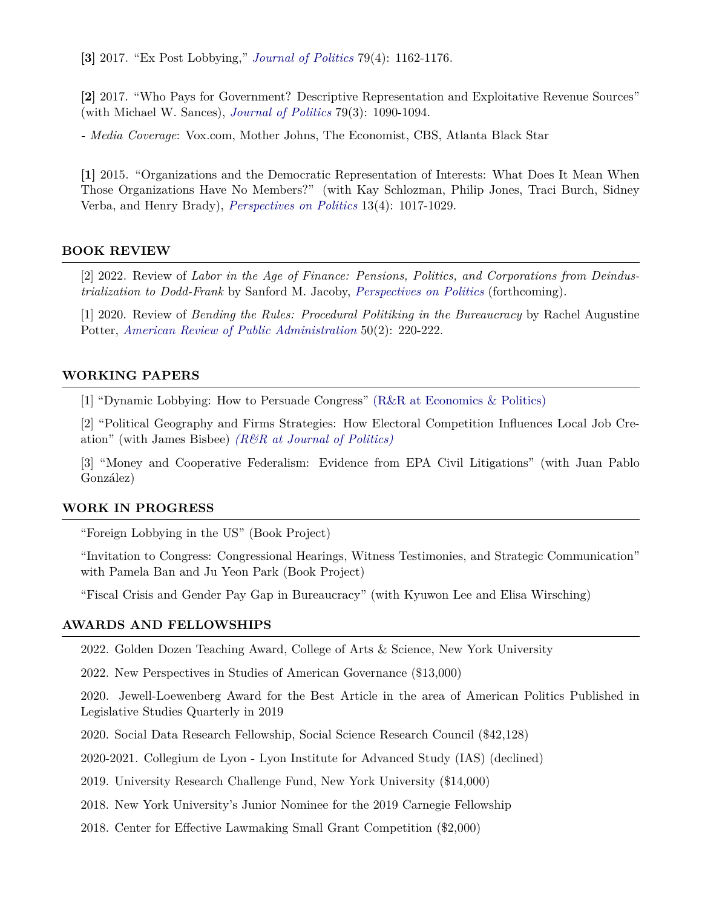**[3]** 2017. "Ex Post Lobbying," *Journal of Politics* 79(4): 1162-1176.

**[2]** 2017. "Who Pays for Government? Descriptive Representation and Exploitative Revenue Sources" (with Michael W. Sances), *Journal of Politics* 79(3): 1090-1094.

- *Media Coverage*: Vox.com, Mother Johns, The Economist, CBS, Atlanta Black Star

**[1]** 2015. "Organizations and the Democratic Representation of Interests: What Does It Mean When Those Organizations Have No Members?" (with Kay Schlozman, Philip Jones, Traci Burch, Sidney Verba, and Henry Brady), *Perspectives on Politics* 13(4): 1017-1029.

## BOOK REVIEW

[2] 2022. Review of *Labor in the Age of Finance: Pensions, Politics, and Corporations from Deindustrialization to Dodd-Frank* by Sanford M. Jacoby, *Perspectives on Politics* (forthcoming).

[1] 2020. Review of *Bending the Rules: Procedural Politiking in the Bureaucracy* by Rachel Augustine Potter, *American Review of Public Administration* 50(2): 220-222.

## WORKING PAPERS

[1] "Dynamic Lobbying: How to Persuade Congress" (R&R at Economics & Politics)

[2] "Political Geography and Firms Strategies: How Electoral Competition Influences Local Job Creation" (with James Bisbee) *(R&R at Journal of Politics)*

[3] "Money and Cooperative Federalism: Evidence from EPA Civil Litigations" (with Juan Pablo González)

## WORK IN PROGRESS

"Foreign Lobbying in the US" (Book Project)

"Invitation to Congress: Congressional Hearings, Witness Testimonies, and Strategic Communication" with Pamela Ban and Ju Yeon Park (Book Project)

"Fiscal Crisis and Gender Pay Gap in Bureaucracy" (with Kyuwon Lee and Elisa Wirsching)

## AWARDS AND FELLOWSHIPS

2022. Golden Dozen Teaching Award, College of Arts & Science, New York University

2022. New Perspectives in Studies of American Governance ($13,000)

2020. Jewell-Loewenberg Award for the Best Article in the area of American Politics Published in Legislative Studies Quarterly in 2019

2020. Social Data Research Fellowship, Social Science Research Council ($42,128)

2020-2021. Collegium de Lyon - Lyon Institute for Advanced Study (IAS) (declined)

2019. University Research Challenge Fund, New York University ($14,000)

2018. New York University's Junior Nominee for the 2019 Carnegie Fellowship

2018. Center for Effective Lawmaking Small Grant Competition ($2,000)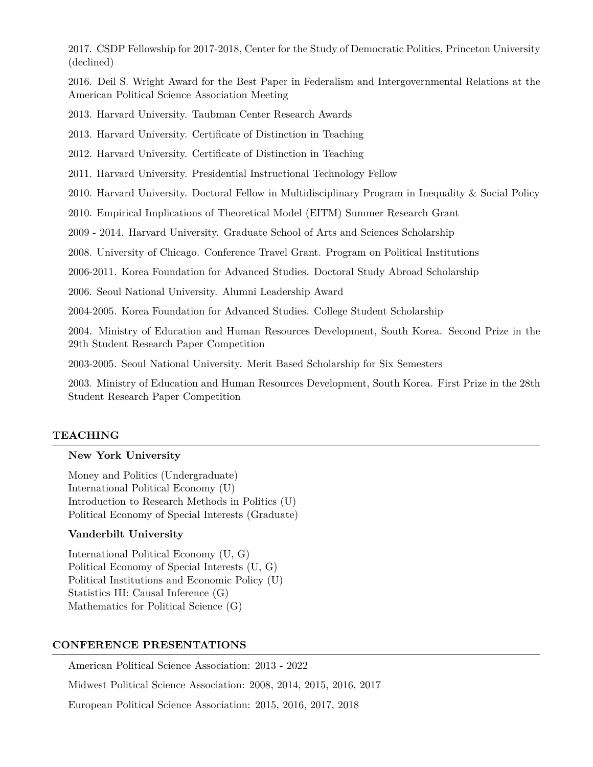2017. CSDP Fellowship for 2017-2018, Center for the Study of Democratic Politics, Princeton University (declined)

2016. Deil S. Wright Award for the Best Paper in Federalism and Intergovernmental Relations at the American Political Science Association Meeting

2013. Harvard University. Taubman Center Research Awards

2013. Harvard University. Certificate of Distinction in Teaching

2012. Harvard University. Certificate of Distinction in Teaching

2011. Harvard University. Presidential Instructional Technology Fellow

2010. Harvard University. Doctoral Fellow in Multidisciplinary Program in Inequality & Social Policy

2010. Empirical Implications of Theoretical Model (EITM) Summer Research Grant

2009 - 2014. Harvard University. Graduate School of Arts and Sciences Scholarship

2008. University of Chicago. Conference Travel Grant. Program on Political Institutions

2006-2011. Korea Foundation for Advanced Studies. Doctoral Study Abroad Scholarship

2006. Seoul National University. Alumni Leadership Award

2004-2005. Korea Foundation for Advanced Studies. College Student Scholarship

2004. Ministry of Education and Human Resources Development, South Korea. Second Prize in the 29th Student Research Paper Competition

2003-2005. Seoul National University. Merit Based Scholarship for Six Semesters

2003. Ministry of Education and Human Resources Development, South Korea. First Prize in the 28th Student Research Paper Competition

## TEACHING

**New York University**

Money and Politics (Undergraduate)
International Political Economy (U)
Introduction to Research Methods in Politics (U)
Political Economy of Special Interests (Graduate)

**Vanderbilt University**

International Political Economy (U, G)
Political Economy of Special Interests (U, G)
Political Institutions and Economic Policy (U)
Statistics III: Causal Inference (G)
Mathematics for Political Science (G)

## CONFERENCE PRESENTATIONS

American Political Science Association: 2013 - 2022

Midwest Political Science Association: 2008, 2014, 2015, 2016, 2017

European Political Science Association: 2015, 2016, 2017, 2018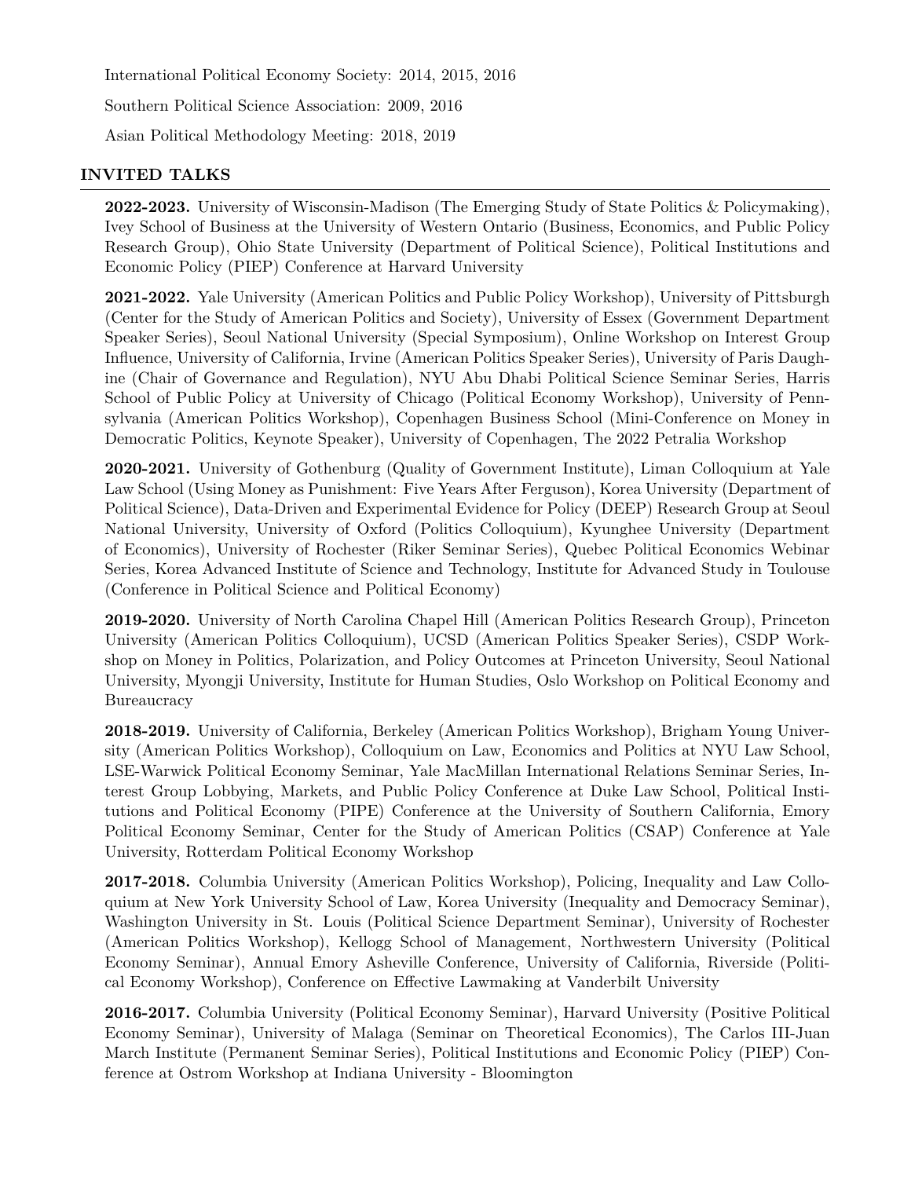International Political Economy Society: 2014, 2015, 2016

Southern Political Science Association: 2009, 2016

Asian Political Methodology Meeting: 2018, 2019

## INVITED TALKS

**2022-2023.** University of Wisconsin-Madison (The Emerging Study of State Politics & Policymaking), Ivey School of Business at the University of Western Ontario (Business, Economics, and Public Policy Research Group), Ohio State University (Department of Political Science), Political Institutions and Economic Policy (PIEP) Conference at Harvard University

**2021-2022.** Yale University (American Politics and Public Policy Workshop), University of Pittsburgh (Center for the Study of American Politics and Society), University of Essex (Government Department Speaker Series), Seoul National University (Special Symposium), Online Workshop on Interest Group Influence, University of California, Irvine (American Politics Speaker Series), University of Paris Dauphine (Chair of Governance and Regulation), NYU Abu Dhabi Political Science Seminar Series, Harris School of Public Policy at University of Chicago (Political Economy Workshop), University of Pennsylvania (American Politics Workshop), Copenhagen Business School (Mini-Conference on Money in Democratic Politics, Keynote Speaker), University of Copenhagen, The 2022 Petralia Workshop

**2020-2021.** University of Gothenburg (Quality of Government Institute), Liman Colloquium at Yale Law School (Using Money as Punishment: Five Years After Ferguson), Korea University (Department of Political Science), Data-Driven and Experimental Evidence for Policy (DEEP) Research Group at Seoul National University, University of Oxford (Politics Colloquium), Kyunghee University (Department of Economics), University of Rochester (Riker Seminar Series), Quebec Political Economics Webinar Series, Korea Advanced Institute of Science and Technology, Institute for Advanced Study in Toulouse (Conference in Political Science and Political Economy)

**2019-2020.** University of North Carolina Chapel Hill (American Politics Research Group), Princeton University (American Politics Colloquium), UCSD (American Politics Speaker Series), CSDP Workshop on Money in Politics, Polarization, and Policy Outcomes at Princeton University, Seoul National University, Myongji University, Institute for Human Studies, Oslo Workshop on Political Economy and Bureaucracy

**2018-2019.** University of California, Berkeley (American Politics Workshop), Brigham Young University (American Politics Workshop), Colloquium on Law, Economics and Politics at NYU Law School, LSE-Warwick Political Economy Seminar, Yale MacMillan International Relations Seminar Series, Interest Group Lobbying, Markets, and Public Policy Conference at Duke Law School, Political Institutions and Political Economy (PIPE) Conference at the University of Southern California, Emory Political Economy Seminar, Center for the Study of American Politics (CSAP) Conference at Yale University, Rotterdam Political Economy Workshop

**2017-2018.** Columbia University (American Politics Workshop), Policing, Inequality and Law Colloquium at New York University School of Law, Korea University (Inequality and Democracy Seminar), Washington University in St. Louis (Political Science Department Seminar), University of Rochester (American Politics Workshop), Kellogg School of Management, Northwestern University (Political Economy Seminar), Annual Emory Asheville Conference, University of California, Riverside (Political Economy Workshop), Conference on Effective Lawmaking at Vanderbilt University

**2016-2017.** Columbia University (Political Economy Seminar), Harvard University (Positive Political Economy Seminar), University of Malaga (Seminar on Theoretical Economics), The Carlos III-Juan March Institute (Permanent Seminar Series), Political Institutions and Economic Policy (PIEP) Conference at Ostrom Workshop at Indiana University - Bloomington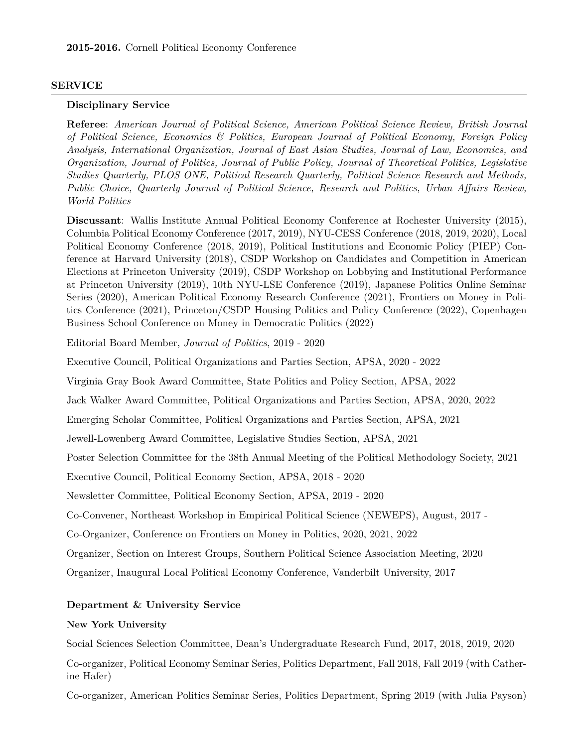**2015-2016.** Cornell Political Economy Conference

## SERVICE

### Disciplinary Service

**Referee**: *American Journal of Political Science, American Political Science Review, British Journal of Political Science, Economics & Politics, European Journal of Political Economy, Foreign Policy Analysis, International Organization, Journal of East Asian Studies, Journal of Law, Economics, and Organization, Journal of Politics, Journal of Public Policy, Journal of Theoretical Politics, Legislative Studies Quarterly, PLOS ONE, Political Research Quarterly, Political Science Research and Methods, Public Choice, Quarterly Journal of Political Science, Research and Politics, Urban Affairs Review, World Politics*

**Discussant**: Wallis Institute Annual Political Economy Conference at Rochester University (2015), Columbia Political Economy Conference (2017, 2019), NYU-CESS Conference (2018, 2019, 2020), Local Political Economy Conference (2018, 2019), Political Institutions and Economic Policy (PIEP) Conference at Harvard University (2018), CSDP Workshop on Candidates and Competition in American Elections at Princeton University (2019), CSDP Workshop on Lobbying and Institutional Performance at Princeton University (2019), 10th NYU-LSE Conference (2019), Japanese Politics Online Seminar Series (2020), American Political Economy Research Conference (2021), Frontiers on Money in Politics Conference (2021), Princeton/CSDP Housing Politics and Policy Conference (2022), Copenhagen Business School Conference on Money in Democratic Politics (2022)

Editorial Board Member, *Journal of Politics*, 2019 - 2020

Executive Council, Political Organizations and Parties Section, APSA, 2020 - 2022

Virginia Gray Book Award Committee, State Politics and Policy Section, APSA, 2022

Jack Walker Award Committee, Political Organizations and Parties Section, APSA, 2020, 2022

Emerging Scholar Committee, Political Organizations and Parties Section, APSA, 2021

Jewell-Lowenberg Award Committee, Legislative Studies Section, APSA, 2021

Poster Selection Committee for the 38th Annual Meeting of the Political Methodology Society, 2021

Executive Council, Political Economy Section, APSA, 2018 - 2020

Newsletter Committee, Political Economy Section, APSA, 2019 - 2020

Co-Convener, Northeast Workshop in Empirical Political Science (NEWEPS), August, 2017 -

Co-Organizer, Conference on Frontiers on Money in Politics, 2020, 2021, 2022

Organizer, Section on Interest Groups, Southern Political Science Association Meeting, 2020

Organizer, Inaugural Local Political Economy Conference, Vanderbilt University, 2017

### Department & University Service

**New York University**

Social Sciences Selection Committee, Dean's Undergraduate Research Fund, 2017, 2018, 2019, 2020

Co-organizer, Political Economy Seminar Series, Politics Department, Fall 2018, Fall 2019 (with Catherine Hafer)

Co-organizer, American Politics Seminar Series, Politics Department, Spring 2019 (with Julia Payson)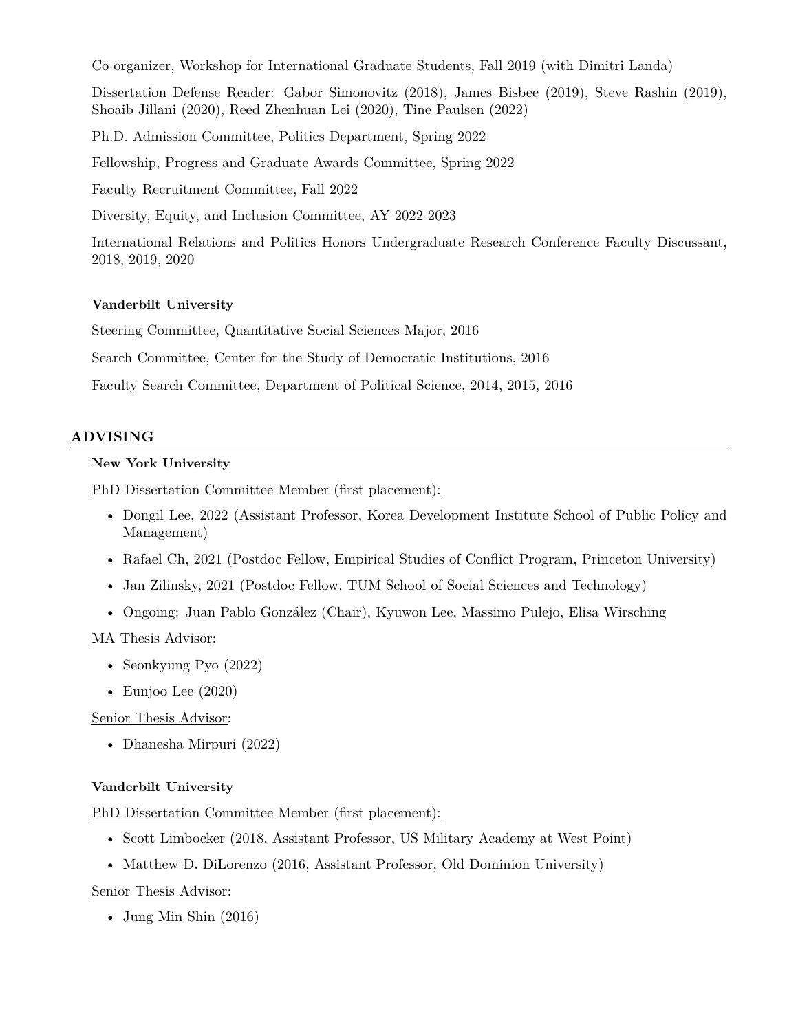Co-organizer, Workshop for International Graduate Students, Fall 2019 (with Dimitri Landa)

Dissertation Defense Reader: Gabor Simonovitz (2018), James Bisbee (2019), Steve Rashin (2019), Shoaib Jillani (2020), Reed Zhenhuan Lei (2020), Tine Paulsen (2022)

Ph.D. Admission Committee, Politics Department, Spring 2022

Fellowship, Progress and Graduate Awards Committee, Spring 2022

Faculty Recruitment Committee, Fall 2022

Diversity, Equity, and Inclusion Committee, AY 2022-2023

International Relations and Politics Honors Undergraduate Research Conference Faculty Discussant, 2018, 2019, 2020

**Vanderbilt University**

Steering Committee, Quantitative Social Sciences Major, 2016

Search Committee, Center for the Study of Democratic Institutions, 2016

Faculty Search Committee, Department of Political Science, 2014, 2015, 2016

## ADVISING

**New York University**

PhD Dissertation Committee Member (first placement):

- Dongil Lee, 2022 (Assistant Professor, Korea Development Institute School of Public Policy and Management)
- Rafael Ch, 2021 (Postdoc Fellow, Empirical Studies of Conflict Program, Princeton University)
- Jan Zilinsky, 2021 (Postdoc Fellow, TUM School of Social Sciences and Technology)
- Ongoing: Juan Pablo González (Chair), Kyuwon Lee, Massimo Pulejo, Elisa Wirsching

MA Thesis Advisor:

- Seonkyung Pyo (2022)
- Eunjoo Lee (2020)

Senior Thesis Advisor:

- Dhanesha Mirpuri (2022)

**Vanderbilt University**

PhD Dissertation Committee Member (first placement):

- Scott Limbocker (2018, Assistant Professor, US Military Academy at West Point)
- Matthew D. DiLorenzo (2016, Assistant Professor, Old Dominion University)

Senior Thesis Advisor:

- Jung Min Shin (2016)